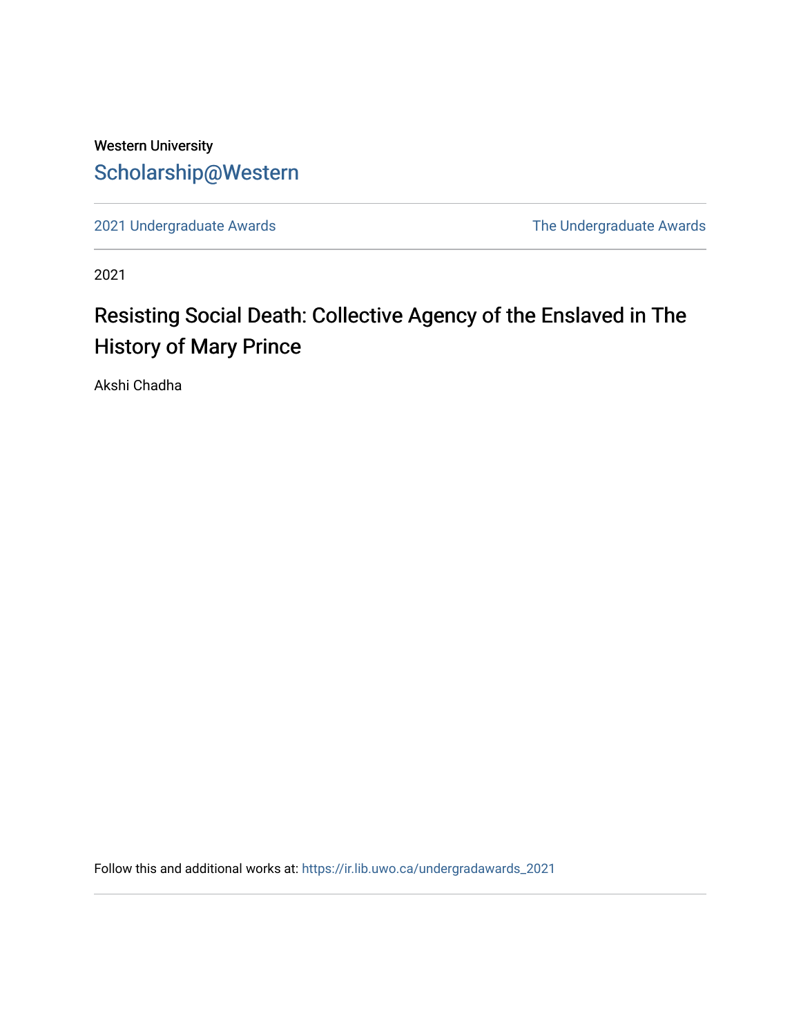Western University

Scholarship@Western

2021 Undergraduate Awards

The Undergraduate Awards

2021

# Resisting Social Death: Collective Agency of the Enslaved in The History of Mary Prince

Akshi Chadha

Follow this and additional works at: https://ir.lib.uwo.ca/undergradawards_2021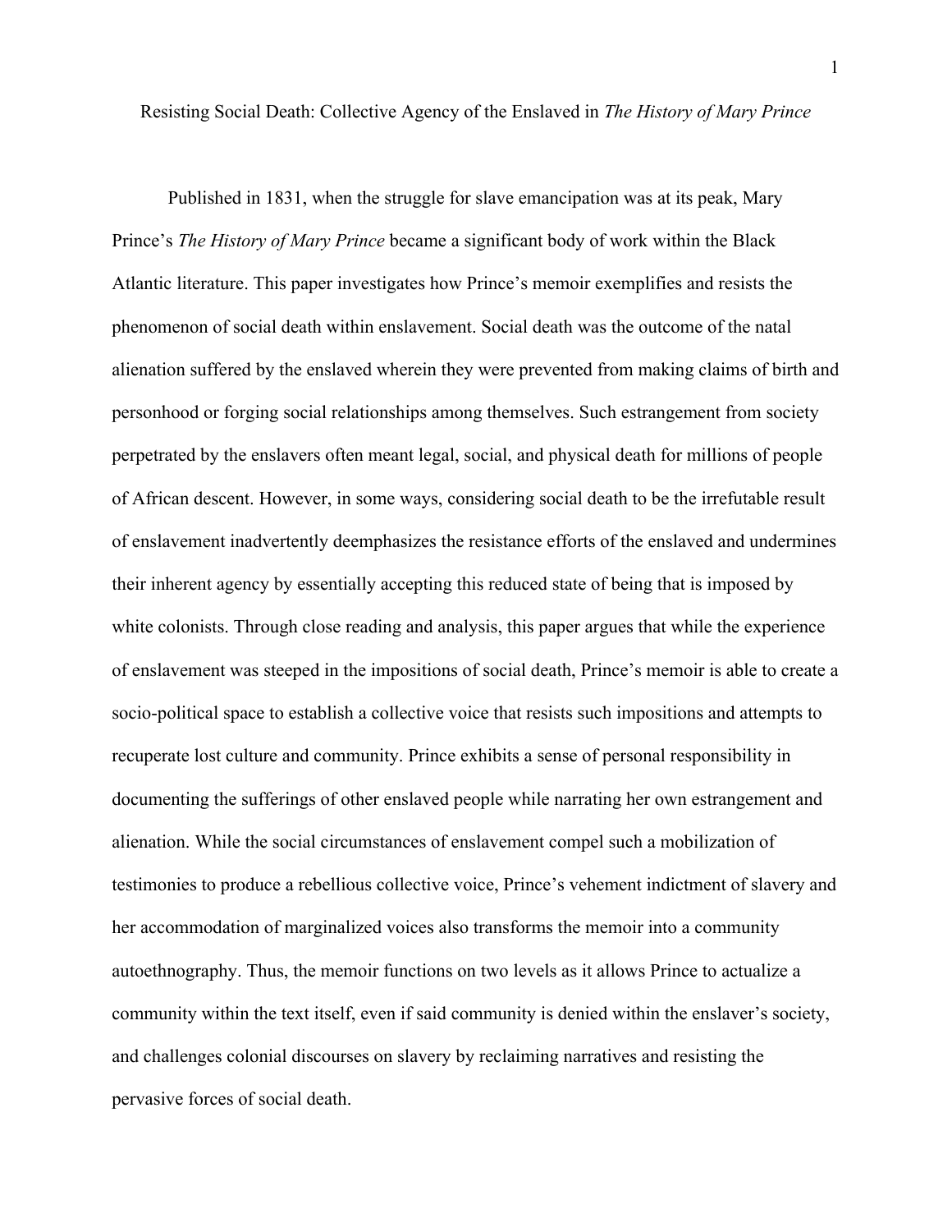# Resisting Social Death: Collective Agency of the Enslaved in *The History of Mary Prince*

Published in 1831, when the struggle for slave emancipation was at its peak, Mary Prince's *The History of Mary Prince* became a significant body of work within the Black Atlantic literature. This paper investigates how Prince's memoir exemplifies and resists the phenomenon of social death within enslavement. Social death was the outcome of the natal alienation suffered by the enslaved wherein they were prevented from making claims of birth and personhood or forging social relationships among themselves. Such estrangement from society perpetrated by the enslavers often meant legal, social, and physical death for millions of people of African descent. However, in some ways, considering social death to be the irrefutable result of enslavement inadvertently deemphasizes the resistance efforts of the enslaved and undermines their inherent agency by essentially accepting this reduced state of being that is imposed by white colonists. Through close reading and analysis, this paper argues that while the experience of enslavement was steeped in the impositions of social death, Prince's memoir is able to create a socio-political space to establish a collective voice that resists such impositions and attempts to recuperate lost culture and community. Prince exhibits a sense of personal responsibility in documenting the sufferings of other enslaved people while narrating her own estrangement and alienation. While the social circumstances of enslavement compel such a mobilization of testimonies to produce a rebellious collective voice, Prince's vehement indictment of slavery and her accommodation of marginalized voices also transforms the memoir into a community autoethnography. Thus, the memoir functions on two levels as it allows Prince to actualize a community within the text itself, even if said community is denied within the enslaver's society, and challenges colonial discourses on slavery by reclaiming narratives and resisting the pervasive forces of social death.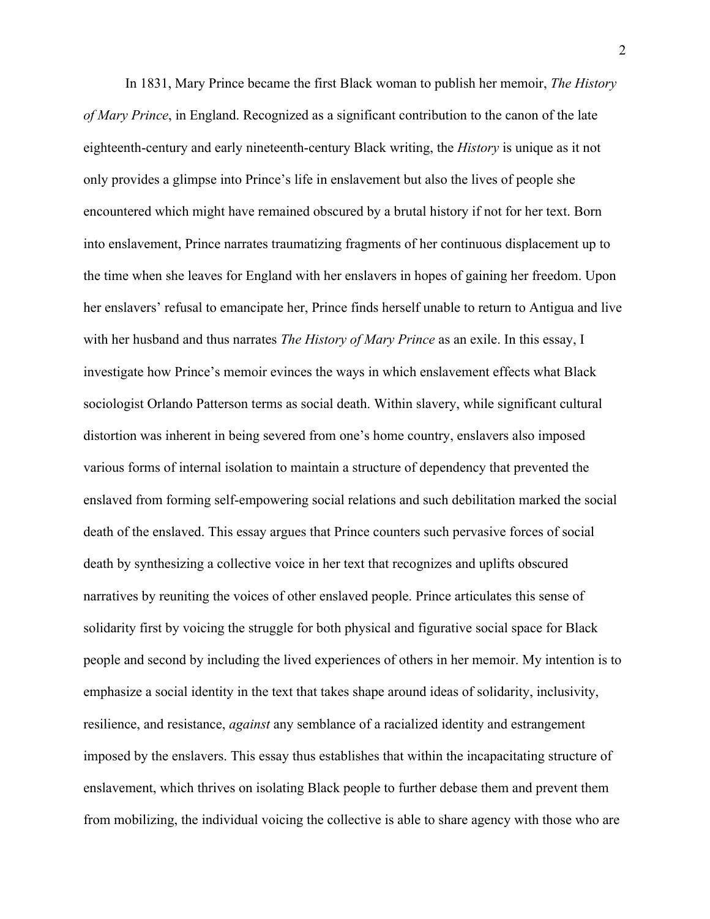In 1831, Mary Prince became the first Black woman to publish her memoir, *The History of Mary Prince*, in England. Recognized as a significant contribution to the canon of the late eighteenth-century and early nineteenth-century Black writing, the *History* is unique as it not only provides a glimpse into Prince's life in enslavement but also the lives of people she encountered which might have remained obscured by a brutal history if not for her text. Born into enslavement, Prince narrates traumatizing fragments of her continuous displacement up to the time when she leaves for England with her enslavers in hopes of gaining her freedom. Upon her enslavers' refusal to emancipate her, Prince finds herself unable to return to Antigua and live with her husband and thus narrates *The History of Mary Prince* as an exile. In this essay, I investigate how Prince's memoir evinces the ways in which enslavement effects what Black sociologist Orlando Patterson terms as social death. Within slavery, while significant cultural distortion was inherent in being severed from one's home country, enslavers also imposed various forms of internal isolation to maintain a structure of dependency that prevented the enslaved from forming self-empowering social relations and such debilitation marked the social death of the enslaved. This essay argues that Prince counters such pervasive forces of social death by synthesizing a collective voice in her text that recognizes and uplifts obscured narratives by reuniting the voices of other enslaved people. Prince articulates this sense of solidarity first by voicing the struggle for both physical and figurative social space for Black people and second by including the lived experiences of others in her memoir. My intention is to emphasize a social identity in the text that takes shape around ideas of solidarity, inclusivity, resilience, and resistance, *against* any semblance of a racialized identity and estrangement imposed by the enslavers. This essay thus establishes that within the incapacitating structure of enslavement, which thrives on isolating Black people to further debase them and prevent them from mobilizing, the individual voicing the collective is able to share agency with those who are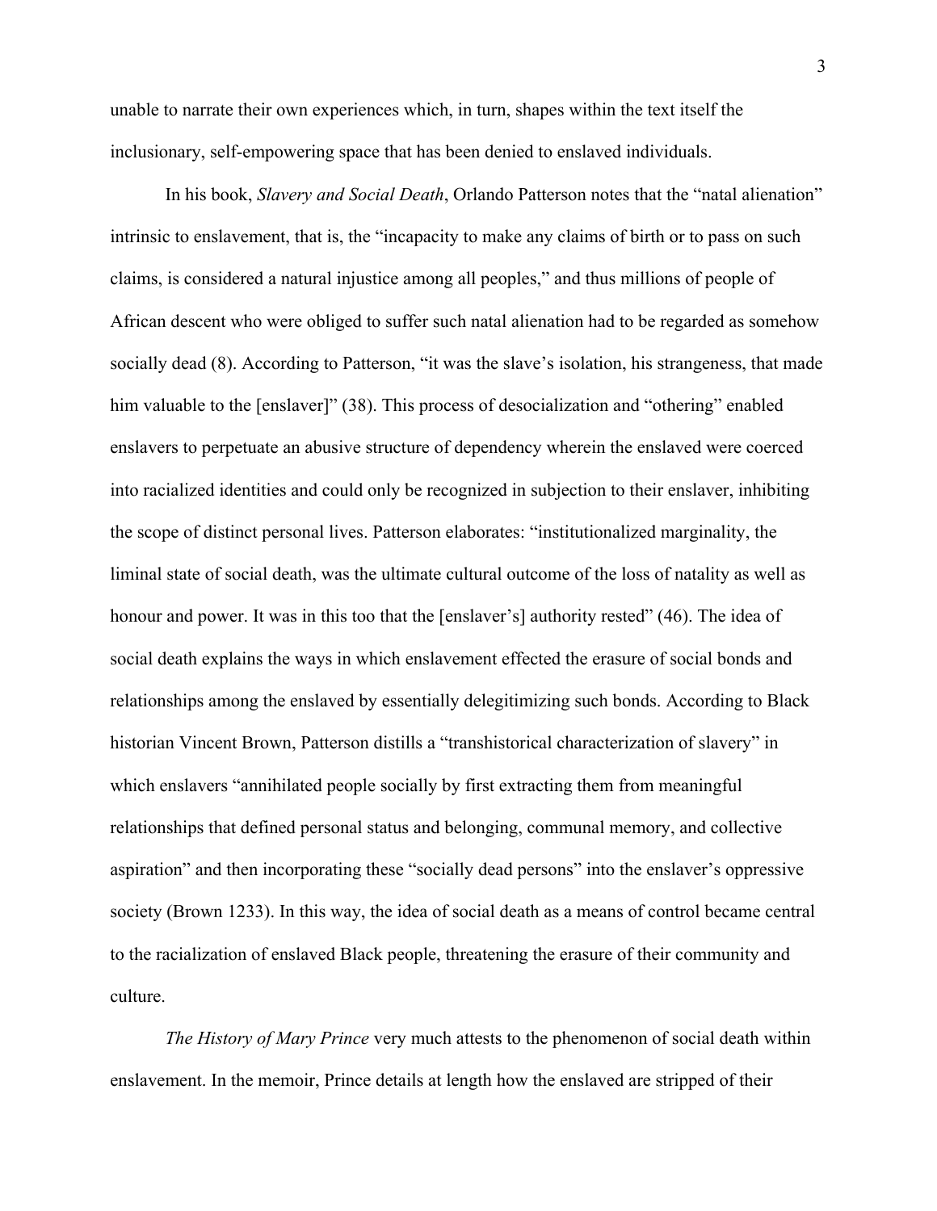unable to narrate their own experiences which, in turn, shapes within the text itself the inclusionary, self-empowering space that has been denied to enslaved individuals.

In his book, *Slavery and Social Death*, Orlando Patterson notes that the "natal alienation" intrinsic to enslavement, that is, the "incapacity to make any claims of birth or to pass on such claims, is considered a natural injustice among all peoples," and thus millions of people of African descent who were obliged to suffer such natal alienation had to be regarded as somehow socially dead (8). According to Patterson, "it was the slave's isolation, his strangeness, that made him valuable to the [enslaver]" (38). This process of desocialization and "othering" enabled enslavers to perpetuate an abusive structure of dependency wherein the enslaved were coerced into racialized identities and could only be recognized in subjection to their enslaver, inhibiting the scope of distinct personal lives. Patterson elaborates: "institutionalized marginality, the liminal state of social death, was the ultimate cultural outcome of the loss of natality as well as honour and power. It was in this too that the [enslaver's] authority rested" (46). The idea of social death explains the ways in which enslavement effected the erasure of social bonds and relationships among the enslaved by essentially delegitimizing such bonds. According to Black historian Vincent Brown, Patterson distills a "transhistorical characterization of slavery" in which enslavers "annihilated people socially by first extracting them from meaningful relationships that defined personal status and belonging, communal memory, and collective aspiration" and then incorporating these "socially dead persons" into the enslaver's oppressive society (Brown 1233). In this way, the idea of social death as a means of control became central to the racialization of enslaved Black people, threatening the erasure of their community and culture.

*The History of Mary Prince* very much attests to the phenomenon of social death within enslavement. In the memoir, Prince details at length how the enslaved are stripped of their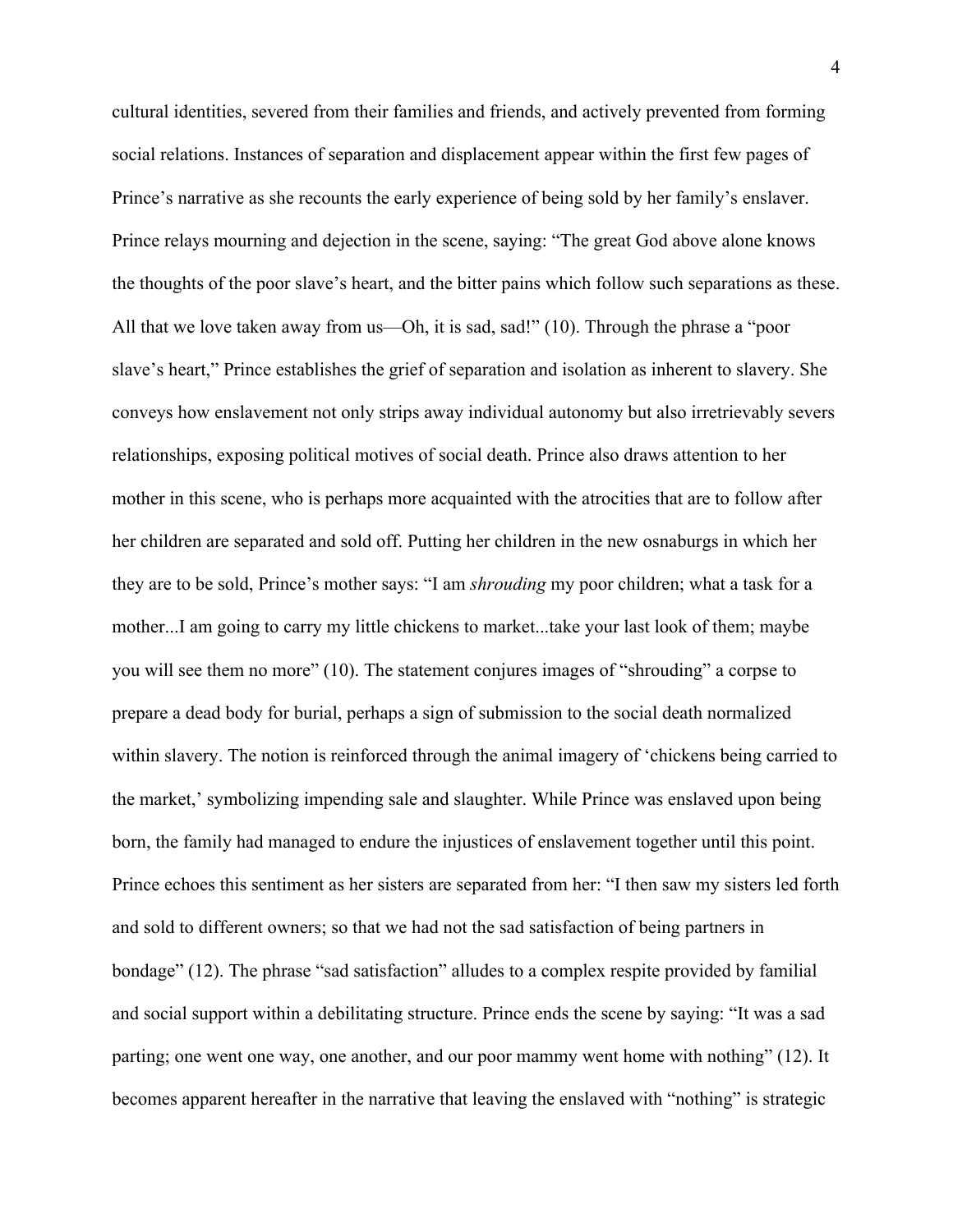cultural identities, severed from their families and friends, and actively prevented from forming social relations. Instances of separation and displacement appear within the first few pages of Prince's narrative as she recounts the early experience of being sold by her family's enslaver. Prince relays mourning and dejection in the scene, saying: "The great God above alone knows the thoughts of the poor slave's heart, and the bitter pains which follow such separations as these. All that we love taken away from us—Oh, it is sad, sad!" (10). Through the phrase a "poor slave's heart," Prince establishes the grief of separation and isolation as inherent to slavery. She conveys how enslavement not only strips away individual autonomy but also irretrievably severs relationships, exposing political motives of social death. Prince also draws attention to her mother in this scene, who is perhaps more acquainted with the atrocities that are to follow after her children are separated and sold off. Putting her children in the new osnaburgs in which her they are to be sold, Prince's mother says: "I am *shrouding* my poor children; what a task for a mother...I am going to carry my little chickens to market...take your last look of them; maybe you will see them no more" (10). The statement conjures images of "shrouding" a corpse to prepare a dead body for burial, perhaps a sign of submission to the social death normalized within slavery. The notion is reinforced through the animal imagery of 'chickens being carried to the market,' symbolizing impending sale and slaughter. While Prince was enslaved upon being born, the family had managed to endure the injustices of enslavement together until this point. Prince echoes this sentiment as her sisters are separated from her: "I then saw my sisters led forth and sold to different owners; so that we had not the sad satisfaction of being partners in bondage" (12). The phrase "sad satisfaction" alludes to a complex respite provided by familial and social support within a debilitating structure. Prince ends the scene by saying: "It was a sad parting; one went one way, one another, and our poor mammy went home with nothing" (12). It becomes apparent hereafter in the narrative that leaving the enslaved with "nothing" is strategic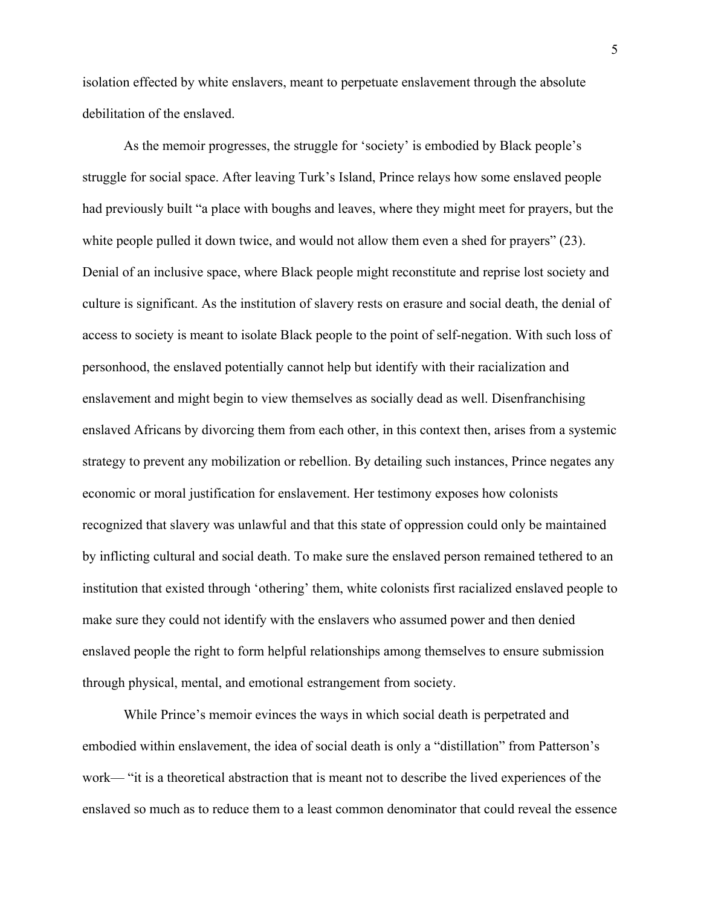isolation effected by white enslavers, meant to perpetuate enslavement through the absolute debilitation of the enslaved.

As the memoir progresses, the struggle for 'society' is embodied by Black people's struggle for social space. After leaving Turk's Island, Prince relays how some enslaved people had previously built "a place with boughs and leaves, where they might meet for prayers, but the white people pulled it down twice, and would not allow them even a shed for prayers" (23). Denial of an inclusive space, where Black people might reconstitute and reprise lost society and culture is significant. As the institution of slavery rests on erasure and social death, the denial of access to society is meant to isolate Black people to the point of self-negation. With such loss of personhood, the enslaved potentially cannot help but identify with their racialization and enslavement and might begin to view themselves as socially dead as well. Disenfranchising enslaved Africans by divorcing them from each other, in this context then, arises from a systemic strategy to prevent any mobilization or rebellion. By detailing such instances, Prince negates any economic or moral justification for enslavement. Her testimony exposes how colonists recognized that slavery was unlawful and that this state of oppression could only be maintained by inflicting cultural and social death. To make sure the enslaved person remained tethered to an institution that existed through 'othering' them, white colonists first racialized enslaved people to make sure they could not identify with the enslavers who assumed power and then denied enslaved people the right to form helpful relationships among themselves to ensure submission through physical, mental, and emotional estrangement from society.

While Prince's memoir evinces the ways in which social death is perpetrated and embodied within enslavement, the idea of social death is only a "distillation" from Patterson's work— "it is a theoretical abstraction that is meant not to describe the lived experiences of the enslaved so much as to reduce them to a least common denominator that could reveal the essence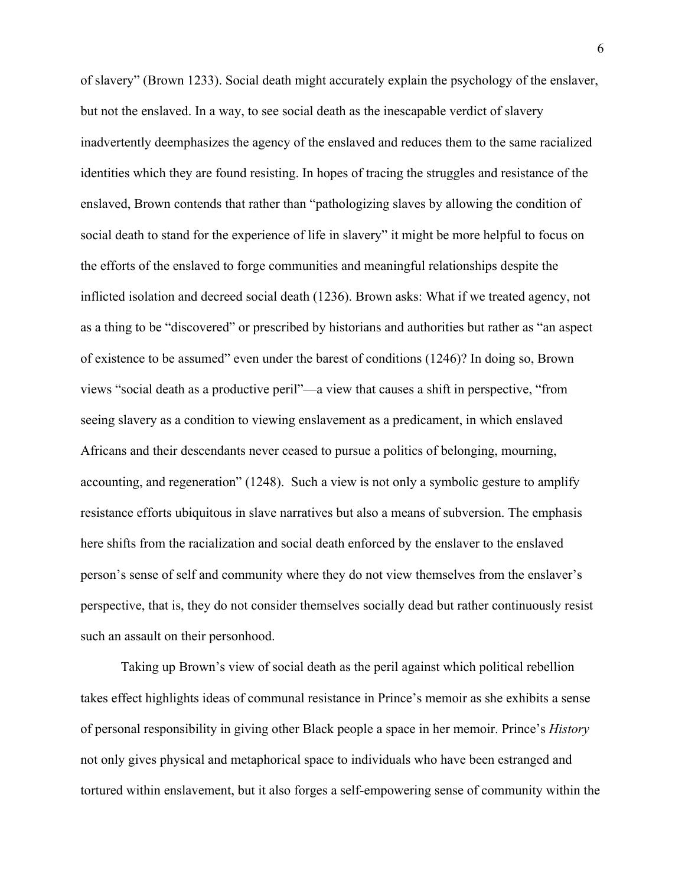of slavery" (Brown 1233). Social death might accurately explain the psychology of the enslaver, but not the enslaved. In a way, to see social death as the inescapable verdict of slavery inadvertently deemphasizes the agency of the enslaved and reduces them to the same racialized identities which they are found resisting. In hopes of tracing the struggles and resistance of the enslaved, Brown contends that rather than "pathologizing slaves by allowing the condition of social death to stand for the experience of life in slavery" it might be more helpful to focus on the efforts of the enslaved to forge communities and meaningful relationships despite the inflicted isolation and decreed social death (1236). Brown asks: What if we treated agency, not as a thing to be "discovered" or prescribed by historians and authorities but rather as "an aspect of existence to be assumed" even under the barest of conditions (1246)? In doing so, Brown views "social death as a productive peril"—a view that causes a shift in perspective, "from seeing slavery as a condition to viewing enslavement as a predicament, in which enslaved Africans and their descendants never ceased to pursue a politics of belonging, mourning, accounting, and regeneration" (1248). Such a view is not only a symbolic gesture to amplify resistance efforts ubiquitous in slave narratives but also a means of subversion. The emphasis here shifts from the racialization and social death enforced by the enslaver to the enslaved person's sense of self and community where they do not view themselves from the enslaver's perspective, that is, they do not consider themselves socially dead but rather continuously resist such an assault on their personhood.

Taking up Brown's view of social death as the peril against which political rebellion takes effect highlights ideas of communal resistance in Prince's memoir as she exhibits a sense of personal responsibility in giving other Black people a space in her memoir. Prince's *History* not only gives physical and metaphorical space to individuals who have been estranged and tortured within enslavement, but it also forges a self-empowering sense of community within the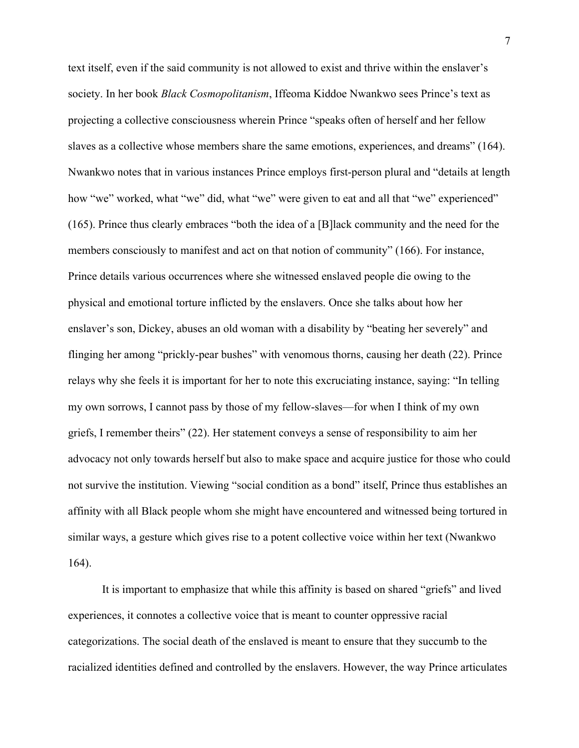text itself, even if the said community is not allowed to exist and thrive within the enslaver's society. In her book *Black Cosmopolitanism*, Iffeoma Kiddoe Nwankwo sees Prince's text as projecting a collective consciousness wherein Prince "speaks often of herself and her fellow slaves as a collective whose members share the same emotions, experiences, and dreams" (164). Nwankwo notes that in various instances Prince employs first-person plural and "details at length how "we" worked, what "we" did, what "we" were given to eat and all that "we" experienced" (165). Prince thus clearly embraces "both the idea of a [B]lack community and the need for the members consciously to manifest and act on that notion of community" (166). For instance, Prince details various occurrences where she witnessed enslaved people die owing to the physical and emotional torture inflicted by the enslavers. Once she talks about how her enslaver's son, Dickey, abuses an old woman with a disability by "beating her severely" and flinging her among "prickly-pear bushes" with venomous thorns, causing her death (22). Prince relays why she feels it is important for her to note this excruciating instance, saying: "In telling my own sorrows, I cannot pass by those of my fellow-slaves—for when I think of my own griefs, I remember theirs" (22). Her statement conveys a sense of responsibility to aim her advocacy not only towards herself but also to make space and acquire justice for those who could not survive the institution. Viewing "social condition as a bond" itself, Prince thus establishes an affinity with all Black people whom she might have encountered and witnessed being tortured in similar ways, a gesture which gives rise to a potent collective voice within her text (Nwankwo 164).

It is important to emphasize that while this affinity is based on shared "griefs" and lived experiences, it connotes a collective voice that is meant to counter oppressive racial categorizations. The social death of the enslaved is meant to ensure that they succumb to the racialized identities defined and controlled by the enslavers. However, the way Prince articulates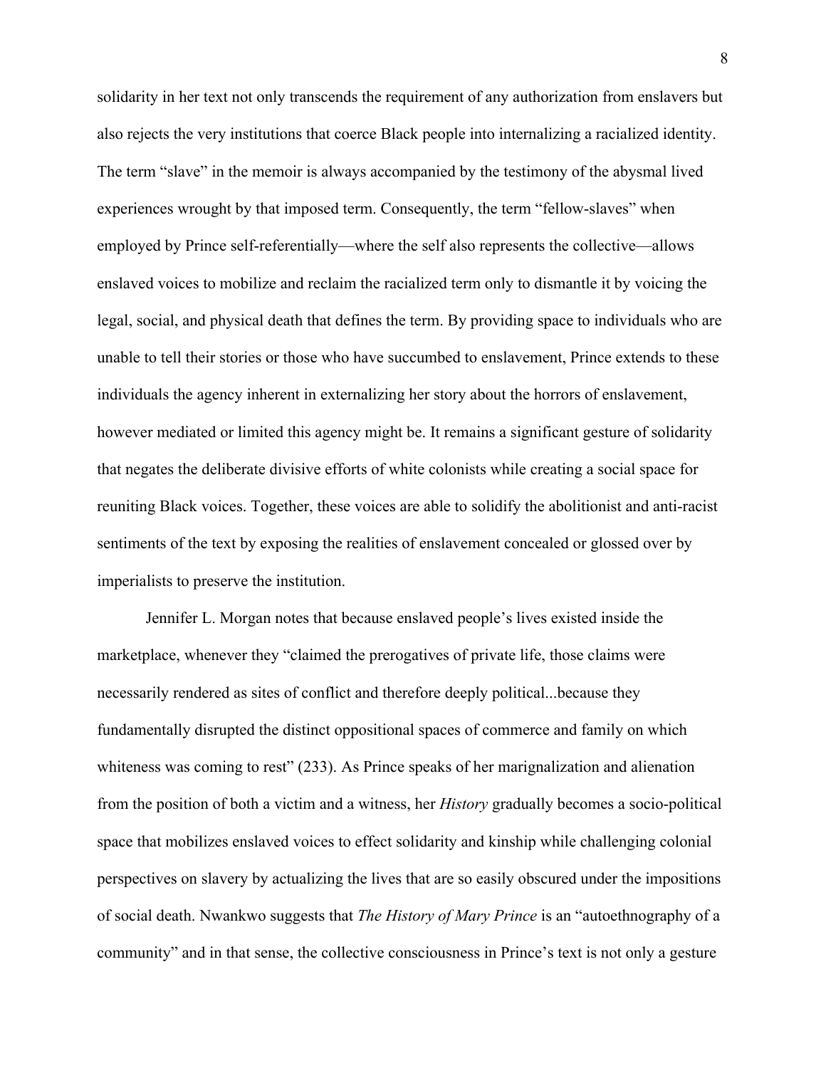solidarity in her text not only transcends the requirement of any authorization from enslavers but also rejects the very institutions that coerce Black people into internalizing a racialized identity. The term "slave" in the memoir is always accompanied by the testimony of the abysmal lived experiences wrought by that imposed term. Consequently, the term "fellow-slaves" when employed by Prince self-referentially—where the self also represents the collective—allows enslaved voices to mobilize and reclaim the racialized term only to dismantle it by voicing the legal, social, and physical death that defines the term. By providing space to individuals who are unable to tell their stories or those who have succumbed to enslavement, Prince extends to these individuals the agency inherent in externalizing her story about the horrors of enslavement, however mediated or limited this agency might be. It remains a significant gesture of solidarity that negates the deliberate divisive efforts of white colonists while creating a social space for reuniting Black voices. Together, these voices are able to solidify the abolitionist and anti-racist sentiments of the text by exposing the realities of enslavement concealed or glossed over by imperialists to preserve the institution.

Jennifer L. Morgan notes that because enslaved people's lives existed inside the marketplace, whenever they "claimed the prerogatives of private life, those claims were necessarily rendered as sites of conflict and therefore deeply political...because they fundamentally disrupted the distinct oppositional spaces of commerce and family on which whiteness was coming to rest" (233). As Prince speaks of her marignalization and alienation from the position of both a victim and a witness, her *History* gradually becomes a socio-political space that mobilizes enslaved voices to effect solidarity and kinship while challenging colonial perspectives on slavery by actualizing the lives that are so easily obscured under the impositions of social death. Nwankwo suggests that *The History of Mary Prince* is an "autoethnography of a community" and in that sense, the collective consciousness in Prince's text is not only a gesture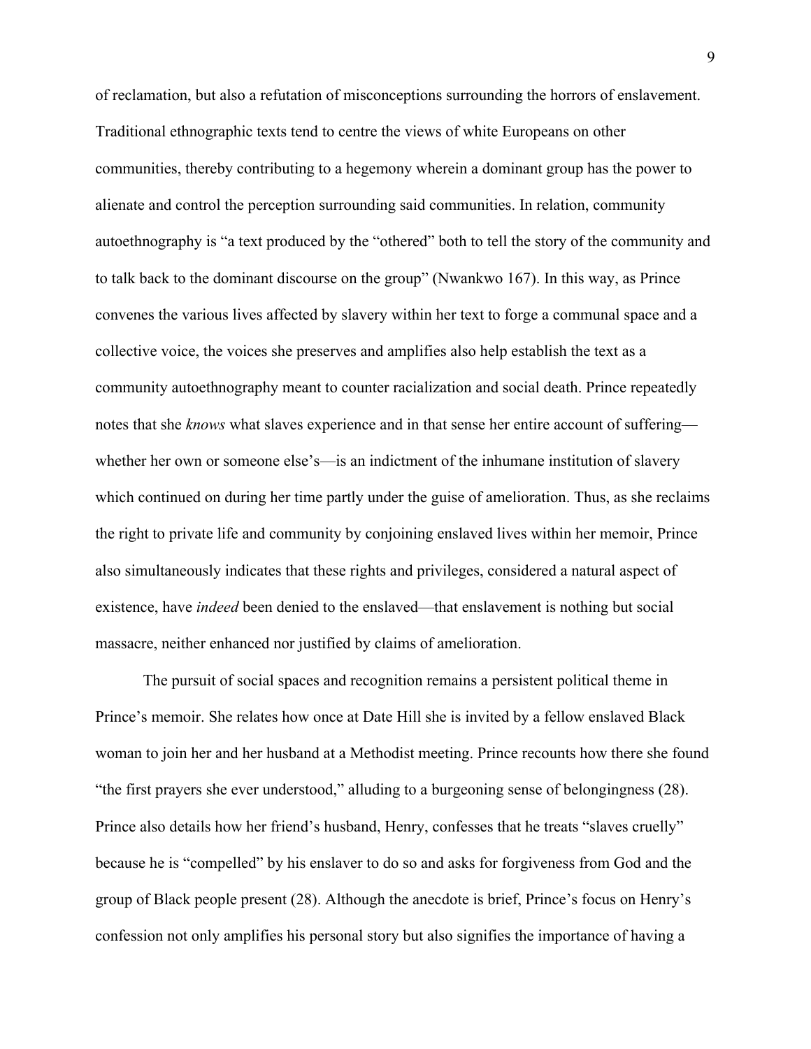of reclamation, but also a refutation of misconceptions surrounding the horrors of enslavement. Traditional ethnographic texts tend to centre the views of white Europeans on other communities, thereby contributing to a hegemony wherein a dominant group has the power to alienate and control the perception surrounding said communities. In relation, community autoethnography is "a text produced by the "othered" both to tell the story of the community and to talk back to the dominant discourse on the group" (Nwankwo 167). In this way, as Prince convenes the various lives affected by slavery within her text to forge a communal space and a collective voice, the voices she preserves and amplifies also help establish the text as a community autoethnography meant to counter racialization and social death. Prince repeatedly notes that she *knows* what slaves experience and in that sense her entire account of suffering—whether her own or someone else's—is an indictment of the inhumane institution of slavery which continued on during her time partly under the guise of amelioration. Thus, as she reclaims the right to private life and community by conjoining enslaved lives within her memoir, Prince also simultaneously indicates that these rights and privileges, considered a natural aspect of existence, have *indeed* been denied to the enslaved—that enslavement is nothing but social massacre, neither enhanced nor justified by claims of amelioration.

The pursuit of social spaces and recognition remains a persistent political theme in Prince's memoir. She relates how once at Date Hill she is invited by a fellow enslaved Black woman to join her and her husband at a Methodist meeting. Prince recounts how there she found "the first prayers she ever understood," alluding to a burgeoning sense of belongingness (28). Prince also details how her friend's husband, Henry, confesses that he treats "slaves cruelly" because he is "compelled" by his enslaver to do so and asks for forgiveness from God and the group of Black people present (28). Although the anecdote is brief, Prince's focus on Henry's confession not only amplifies his personal story but also signifies the importance of having a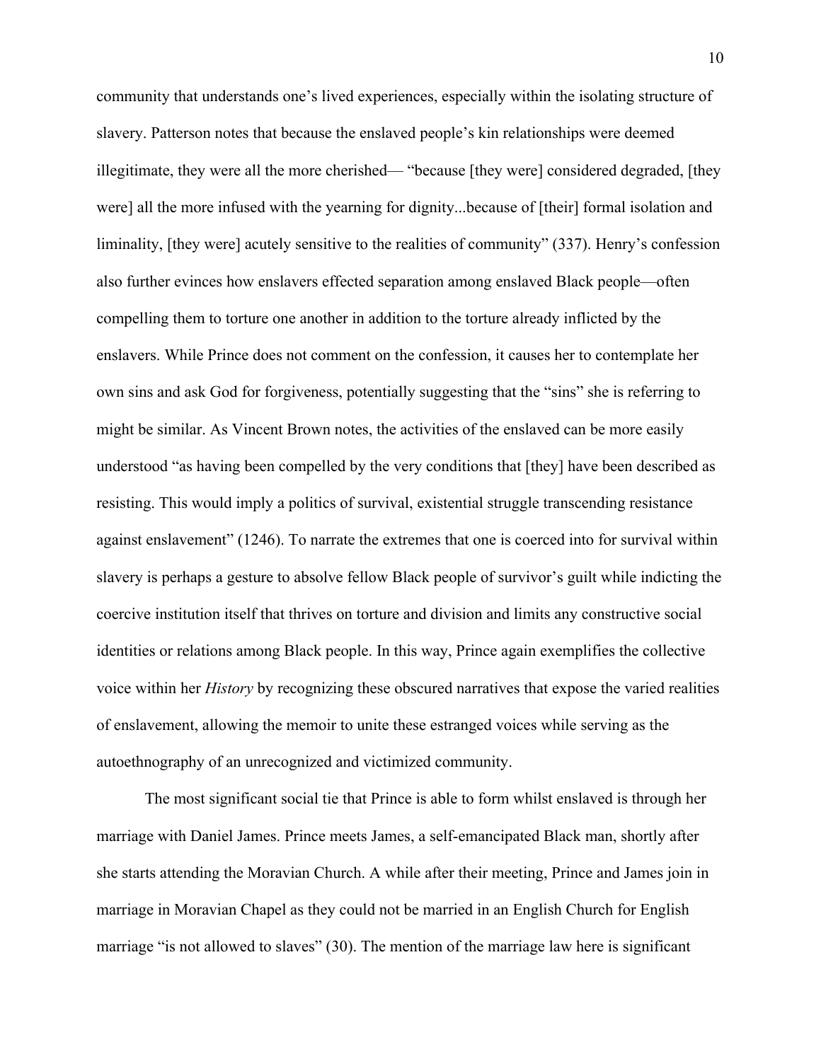community that understands one's lived experiences, especially within the isolating structure of slavery. Patterson notes that because the enslaved people's kin relationships were deemed illegitimate, they were all the more cherished— "because [they were] considered degraded, [they were] all the more infused with the yearning for dignity...because of [their] formal isolation and liminality, [they were] acutely sensitive to the realities of community" (337). Henry's confession also further evinces how enslavers effected separation among enslaved Black people—often compelling them to torture one another in addition to the torture already inflicted by the enslavers. While Prince does not comment on the confession, it causes her to contemplate her own sins and ask God for forgiveness, potentially suggesting that the "sins" she is referring to might be similar. As Vincent Brown notes, the activities of the enslaved can be more easily understood "as having been compelled by the very conditions that [they] have been described as resisting. This would imply a politics of survival, existential struggle transcending resistance against enslavement" (1246). To narrate the extremes that one is coerced into for survival within slavery is perhaps a gesture to absolve fellow Black people of survivor's guilt while indicting the coercive institution itself that thrives on torture and division and limits any constructive social identities or relations among Black people. In this way, Prince again exemplifies the collective voice within her *History* by recognizing these obscured narratives that expose the varied realities of enslavement, allowing the memoir to unite these estranged voices while serving as the autoethnography of an unrecognized and victimized community.

The most significant social tie that Prince is able to form whilst enslaved is through her marriage with Daniel James. Prince meets James, a self-emancipated Black man, shortly after she starts attending the Moravian Church. A while after their meeting, Prince and James join in marriage in Moravian Chapel as they could not be married in an English Church for English marriage "is not allowed to slaves" (30). The mention of the marriage law here is significant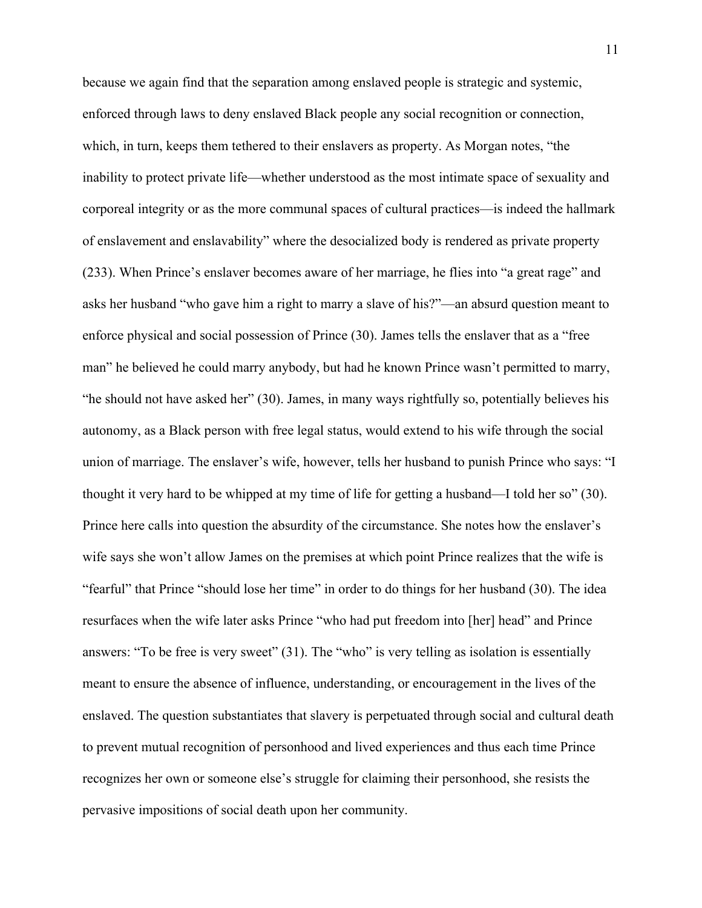because we again find that the separation among enslaved people is strategic and systemic, enforced through laws to deny enslaved Black people any social recognition or connection, which, in turn, keeps them tethered to their enslavers as property. As Morgan notes, "the inability to protect private life—whether understood as the most intimate space of sexuality and corporeal integrity or as the more communal spaces of cultural practices—is indeed the hallmark of enslavement and enslavability" where the desocialized body is rendered as private property (233). When Prince's enslaver becomes aware of her marriage, he flies into "a great rage" and asks her husband "who gave him a right to marry a slave of his?"—an absurd question meant to enforce physical and social possession of Prince (30). James tells the enslaver that as a "free man" he believed he could marry anybody, but had he known Prince wasn't permitted to marry, "he should not have asked her" (30). James, in many ways rightfully so, potentially believes his autonomy, as a Black person with free legal status, would extend to his wife through the social union of marriage. The enslaver's wife, however, tells her husband to punish Prince who says: "I thought it very hard to be whipped at my time of life for getting a husband—I told her so" (30). Prince here calls into question the absurdity of the circumstance. She notes how the enslaver's wife says she won't allow James on the premises at which point Prince realizes that the wife is "fearful" that Prince "should lose her time" in order to do things for her husband (30). The idea resurfaces when the wife later asks Prince "who had put freedom into [her] head" and Prince answers: "To be free is very sweet" (31). The "who" is very telling as isolation is essentially meant to ensure the absence of influence, understanding, or encouragement in the lives of the enslaved. The question substantiates that slavery is perpetuated through social and cultural death to prevent mutual recognition of personhood and lived experiences and thus each time Prince recognizes her own or someone else's struggle for claiming their personhood, she resists the pervasive impositions of social death upon her community.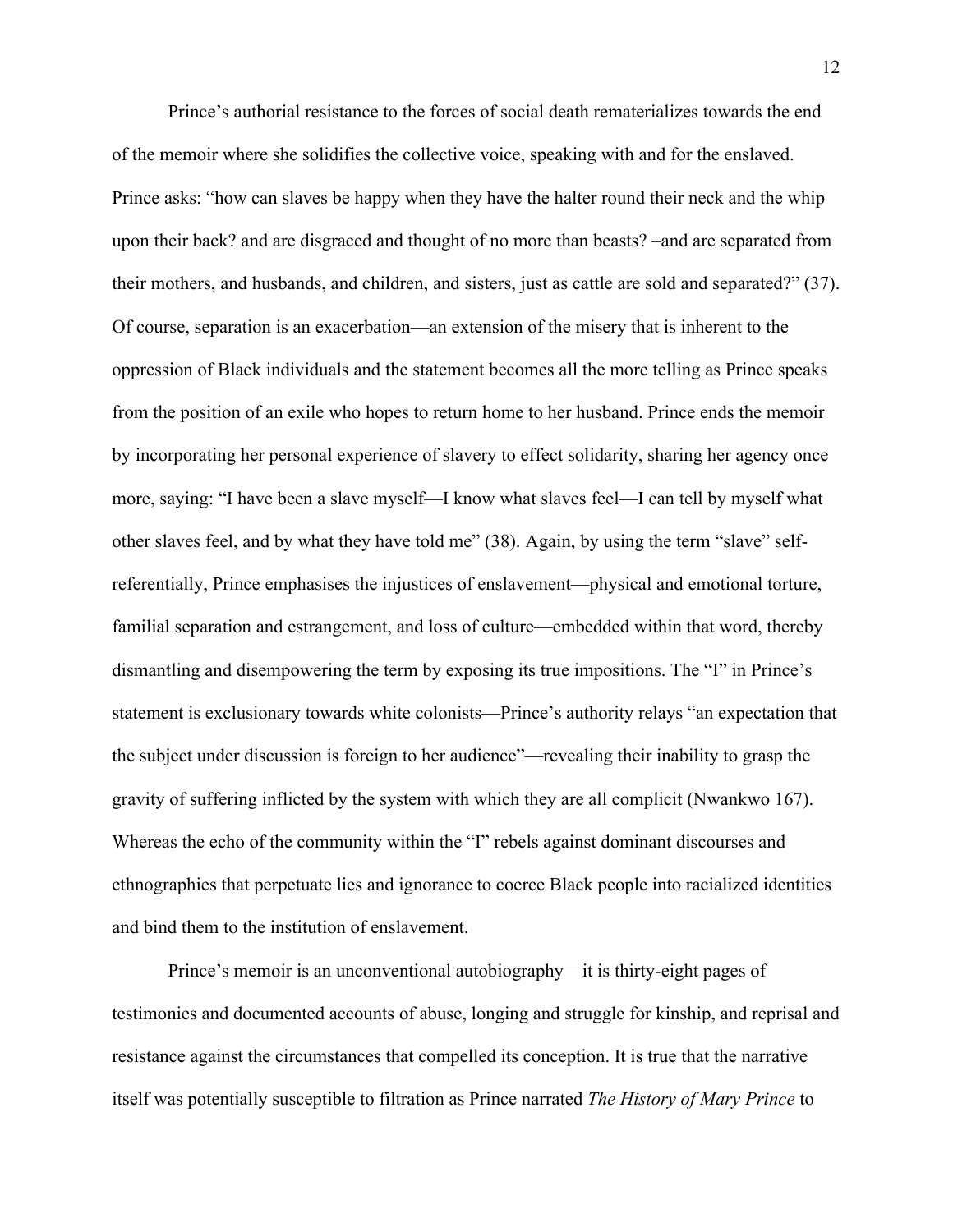Prince's authorial resistance to the forces of social death rematerializes towards the end of the memoir where she solidifies the collective voice, speaking with and for the enslaved. Prince asks: "how can slaves be happy when they have the halter round their neck and the whip upon their back? and are disgraced and thought of no more than beasts? –and are separated from their mothers, and husbands, and children, and sisters, just as cattle are sold and separated?" (37). Of course, separation is an exacerbation—an extension of the misery that is inherent to the oppression of Black individuals and the statement becomes all the more telling as Prince speaks from the position of an exile who hopes to return home to her husband. Prince ends the memoir by incorporating her personal experience of slavery to effect solidarity, sharing her agency once more, saying: "I have been a slave myself—I know what slaves feel—I can tell by myself what other slaves feel, and by what they have told me" (38). Again, by using the term "slave" self-referentially, Prince emphasises the injustices of enslavement—physical and emotional torture, familial separation and estrangement, and loss of culture—embedded within that word, thereby dismantling and disempowering the term by exposing its true impositions. The "I" in Prince's statement is exclusionary towards white colonists—Prince's authority relays "an expectation that the subject under discussion is foreign to her audience"—revealing their inability to grasp the gravity of suffering inflicted by the system with which they are all complicit (Nwankwo 167). Whereas the echo of the community within the "I" rebels against dominant discourses and ethnographies that perpetuate lies and ignorance to coerce Black people into racialized identities and bind them to the institution of enslavement.

Prince's memoir is an unconventional autobiography—it is thirty-eight pages of testimonies and documented accounts of abuse, longing and struggle for kinship, and reprisal and resistance against the circumstances that compelled its conception. It is true that the narrative itself was potentially susceptible to filtration as Prince narrated *The History of Mary Prince* to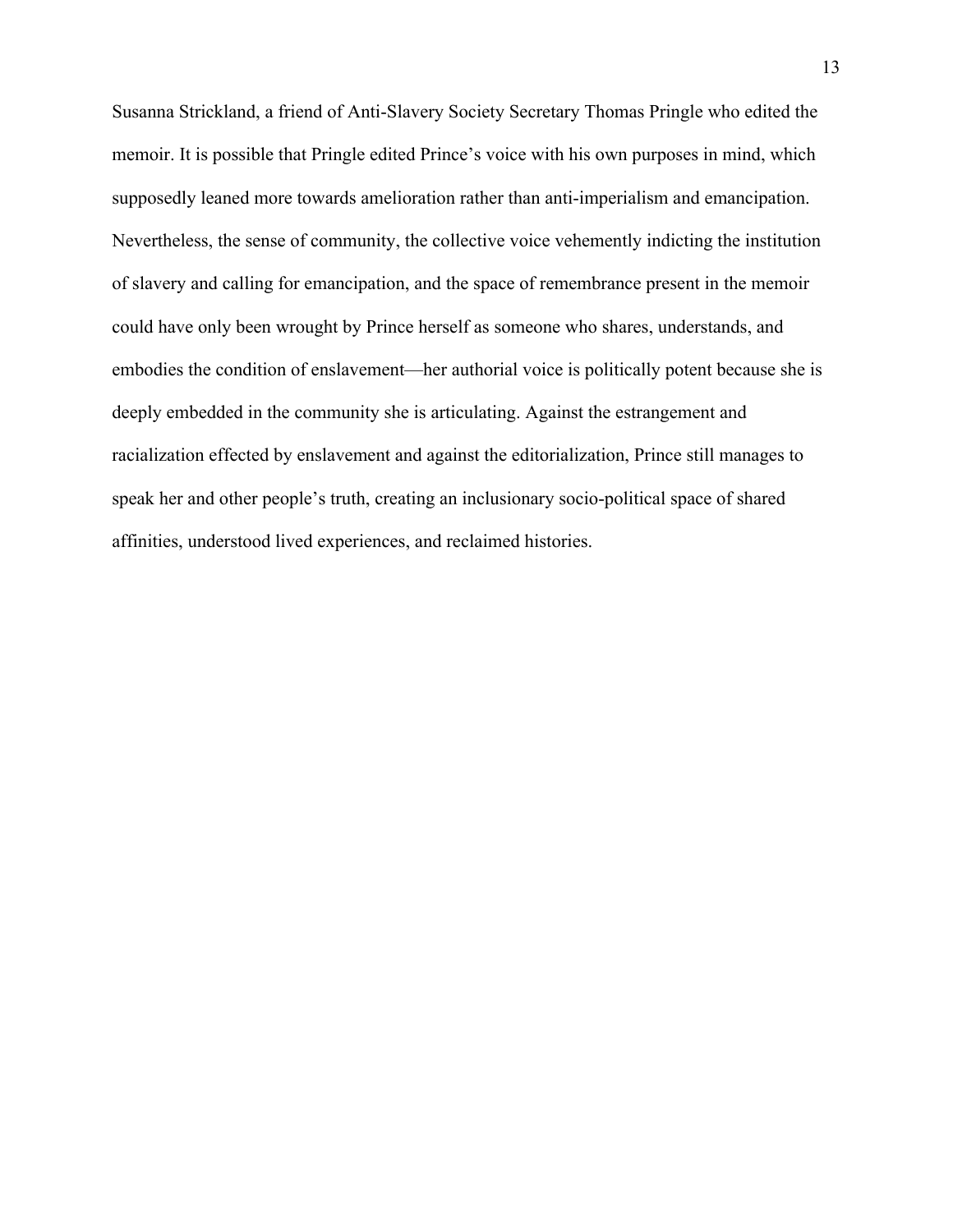Susanna Strickland, a friend of Anti-Slavery Society Secretary Thomas Pringle who edited the memoir. It is possible that Pringle edited Prince's voice with his own purposes in mind, which supposedly leaned more towards amelioration rather than anti-imperialism and emancipation. Nevertheless, the sense of community, the collective voice vehemently indicting the institution of slavery and calling for emancipation, and the space of remembrance present in the memoir could have only been wrought by Prince herself as someone who shares, understands, and embodies the condition of enslavement—her authorial voice is politically potent because she is deeply embedded in the community she is articulating. Against the estrangement and racialization effected by enslavement and against the editorialization, Prince still manages to speak her and other people's truth, creating an inclusionary socio-political space of shared affinities, understood lived experiences, and reclaimed histories.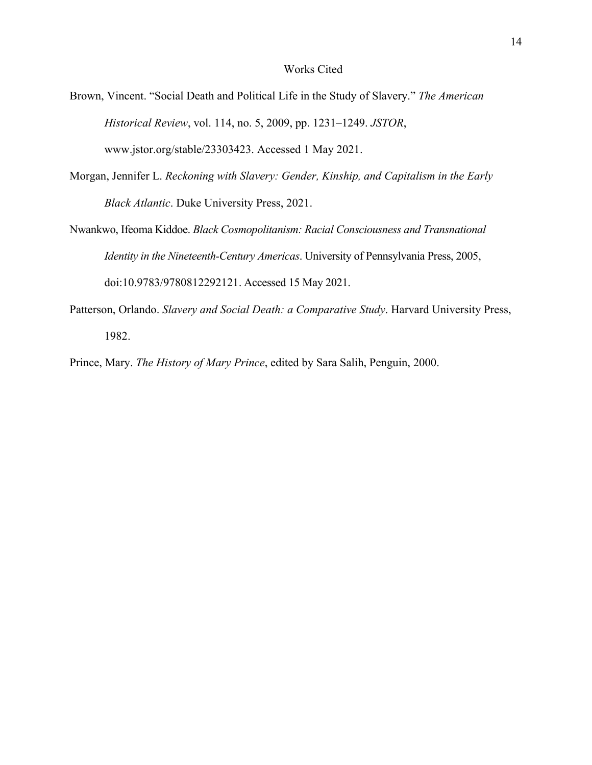# Works Cited

Brown, Vincent. "Social Death and Political Life in the Study of Slavery." *The American Historical Review*, vol. 114, no. 5, 2009, pp. 1231–1249. *JSTOR*, www.jstor.org/stable/23303423. Accessed 1 May 2021.

Morgan, Jennifer L. *Reckoning with Slavery: Gender, Kinship, and Capitalism in the Early Black Atlantic*. Duke University Press, 2021.

Nwankwo, Ifeoma Kiddoe. *Black Cosmopolitanism: Racial Consciousness and Transnational Identity in the Nineteenth-Century Americas*. University of Pennsylvania Press, 2005, doi:10.9783/9780812292121. Accessed 15 May 2021.

Patterson, Orlando. *Slavery and Social Death: a Comparative Study*. Harvard University Press, 1982.

Prince, Mary. *The History of Mary Prince*, edited by Sara Salih, Penguin, 2000.